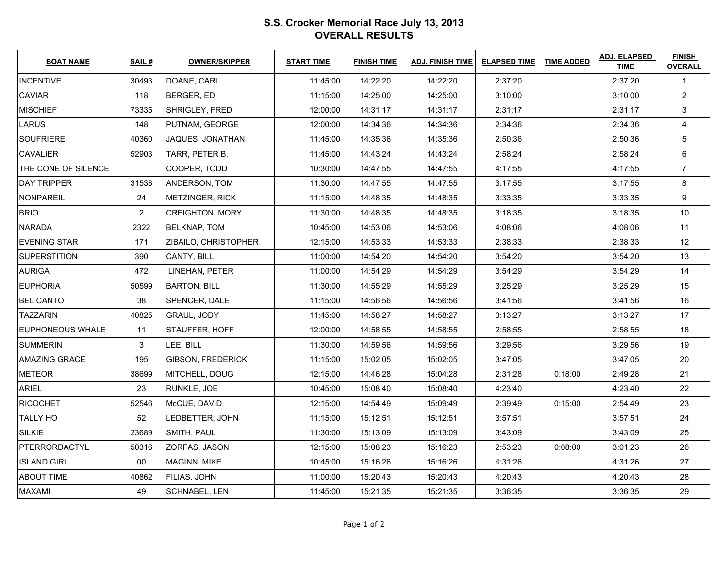# S.S. Crocker Memorial Race July 13, 2013
## OVERALL RESULTS

| BOAT NAME | SAIL # | OWNER/SKIPPER | START TIME | FINISH TIME | ADJ. FINISH TIME | ELAPSED TIME | TIME ADDED | ADJ. ELAPSED TIME | FINISH OVERALL |
|---|---|---|---|---|---|---|---|---|---|
| INCENTIVE | 30493 | DOANE, CARL | 11:45:00 | 14:22:20 | 14:22:20 | 2:37:20 | | 2:37:20 | 1 |
| CAVIAR | 118 | BERGER, ED | 11:15:00 | 14:25:00 | 14:25:00 | 3:10:00 | | 3:10:00 | 2 |
| MISCHIEF | 73335 | SHRIGLEY, FRED | 12:00:00 | 14:31:17 | 14:31:17 | 2:31:17 | | 2:31:17 | 3 |
| LARUS | 148 | PUTNAM, GEORGE | 12:00:00 | 14:34:36 | 14:34:36 | 2:34:36 | | 2:34:36 | 4 |
| SOUFRIERE | 40360 | JAQUES, JONATHAN | 11:45:00 | 14:35:36 | 14:35:36 | 2:50:36 | | 2:50:36 | 5 |
| CAVALIER | 52903 | TARR, PETER B. | 11:45:00 | 14:43:24 | 14:43:24 | 2:58:24 | | 2:58:24 | 6 |
| THE CONE OF SILENCE | | COOPER, TODD | 10:30:00 | 14:47:55 | 14:47:55 | 4:17:55 | | 4:17:55 | 7 |
| DAY TRIPPER | 31538 | ANDERSON, TOM | 11:30:00 | 14:47:55 | 14:47:55 | 3:17:55 | | 3:17:55 | 8 |
| NONPAREIL | 24 | METZINGER, RICK | 11:15:00 | 14:48:35 | 14:48:35 | 3:33:35 | | 3:33:35 | 9 |
| BRIO | 2 | CREIGHTON, MORY | 11:30:00 | 14:48:35 | 14:48:35 | 3:18:35 | | 3:18:35 | 10 |
| NARADA | 2322 | BELKNAP, TOM | 10:45:00 | 14:53:06 | 14:53:06 | 4:08:06 | | 4:08:06 | 11 |
| EVENING STAR | 171 | ZIBAILO, CHRISTOPHER | 12:15:00 | 14:53:33 | 14:53:33 | 2:38:33 | | 2:38:33 | 12 |
| SUPERSTITION | 390 | CANTY, BILL | 11:00:00 | 14:54:20 | 14:54:20 | 3:54:20 | | 3:54:20 | 13 |
| AURIGA | 472 | LINEHAN, PETER | 11:00:00 | 14:54:29 | 14:54:29 | 3:54:29 | | 3:54:29 | 14 |
| EUPHORIA | 50599 | BARTON, BILL | 11:30:00 | 14:55:29 | 14:55:29 | 3:25:29 | | 3:25:29 | 15 |
| BEL CANTO | 38 | SPENCER, DALE | 11:15:00 | 14:56:56 | 14:56:56 | 3:41:56 | | 3:41:56 | 16 |
| TAZZARIN | 40825 | GRAUL, JODY | 11:45:00 | 14:58:27 | 14:58:27 | 3:13:27 | | 3:13:27 | 17 |
| EUPHONEOUS WHALE | 11 | STAUFFER, HOFF | 12:00:00 | 14:58:55 | 14:58:55 | 2:58:55 | | 2:58:55 | 18 |
| SUMMERIN | 3 | LEE, BILL | 11:30:00 | 14:59:56 | 14:59:56 | 3:29:56 | | 3:29:56 | 19 |
| AMAZING GRACE | 195 | GIBSON, FREDERICK | 11:15:00 | 15:02:05 | 15:02:05 | 3:47:05 | | 3:47:05 | 20 |
| METEOR | 38699 | MITCHELL, DOUG | 12:15:00 | 14:46:28 | 15:04:28 | 2:31:28 | 0:18:00 | 2:49:28 | 21 |
| ARIEL | 23 | RUNKLE, JOE | 10:45:00 | 15:08:40 | 15:08:40 | 4:23:40 | | 4:23:40 | 22 |
| RICOCHET | 52546 | McCUE, DAVID | 12:15:00 | 14:54:49 | 15:09:49 | 2:39:49 | 0:15:00 | 2:54:49 | 23 |
| TALLY HO | 52 | LEDBETTER, JOHN | 11:15:00 | 15:12:51 | 15:12:51 | 3:57:51 | | 3:57:51 | 24 |
| SILKIE | 23689 | SMITH, PAUL | 11:30:00 | 15:13:09 | 15:13:09 | 3:43:09 | | 3:43:09 | 25 |
| PTERRORDACTYL | 50316 | ZORFAS, JASON | 12:15:00 | 15:08:23 | 15:16:23 | 2:53:23 | 0:08:00 | 3:01:23 | 26 |
| ISLAND GIRL | 00 | MAGINN, MIKE | 10:45:00 | 15:16:26 | 15:16:26 | 4:31:26 | | 4:31:26 | 27 |
| ABOUT TIME | 40862 | FILIAS, JOHN | 11:00:00 | 15:20:43 | 15:20:43 | 4:20:43 | | 4:20:43 | 28 |
| MAXAMI | 49 | SCHNABEL, LEN | 11:45:00 | 15:21:35 | 15:21:35 | 3:36:35 | | 3:36:35 | 29 |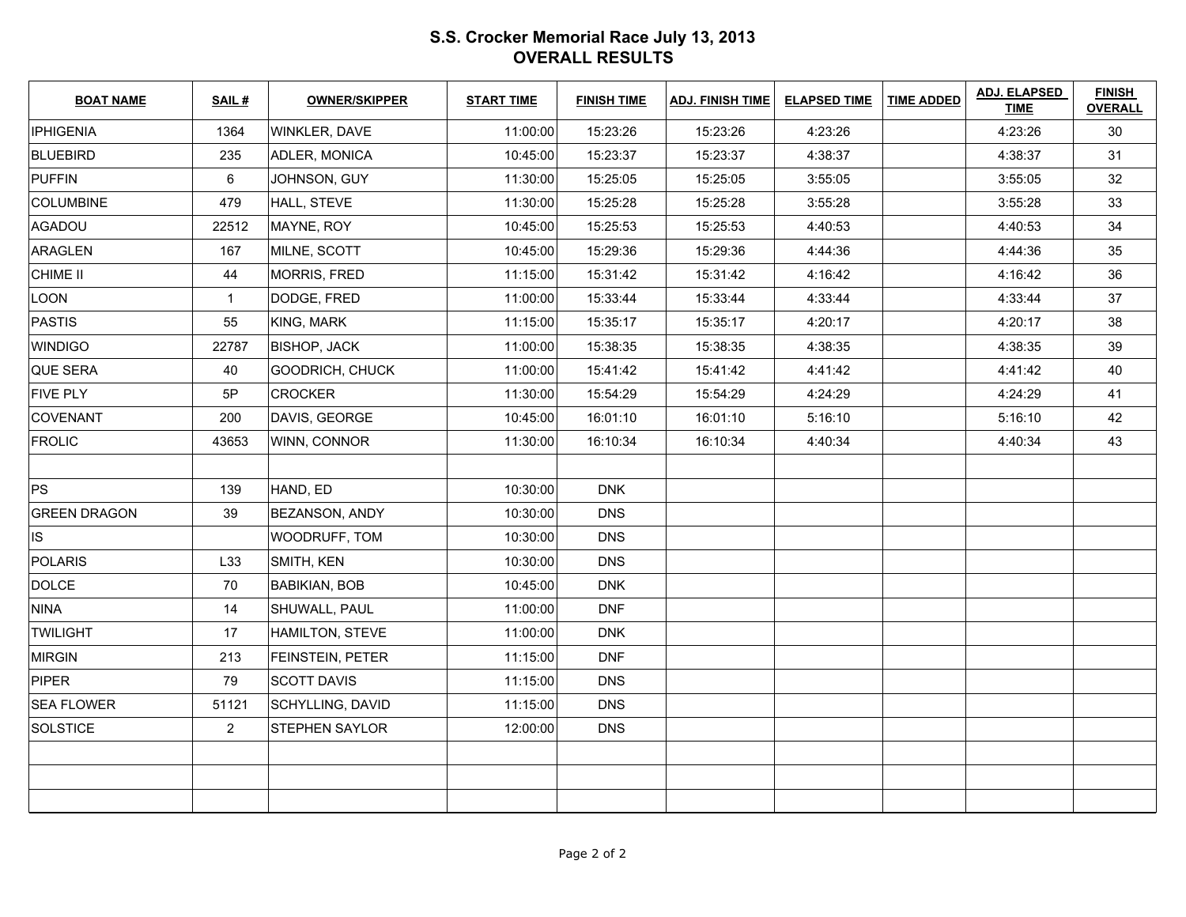## S.S. Crocker Memorial Race July 13, 2013
## OVERALL RESULTS

| BOAT NAME | SAIL # | OWNER/SKIPPER | START TIME | FINISH TIME | ADJ. FINISH TIME | ELAPSED TIME | TIME ADDED | ADJ. ELAPSED TIME | FINISH OVERALL |
|---|---|---|---|---|---|---|---|---|---|
| IPHIGENIA | 1364 | WINKLER, DAVE | 11:00:00 | 15:23:26 | 15:23:26 | 4:23:26 | | 4:23:26 | 30 |
| BLUEBIRD | 235 | ADLER, MONICA | 10:45:00 | 15:23:37 | 15:23:37 | 4:38:37 | | 4:38:37 | 31 |
| PUFFIN | 6 | JOHNSON, GUY | 11:30:00 | 15:25:05 | 15:25:05 | 3:55:05 | | 3:55:05 | 32 |
| COLUMBINE | 479 | HALL, STEVE | 11:30:00 | 15:25:28 | 15:25:28 | 3:55:28 | | 3:55:28 | 33 |
| AGADOU | 22512 | MAYNE, ROY | 10:45:00 | 15:25:53 | 15:25:53 | 4:40:53 | | 4:40:53 | 34 |
| ARAGLEN | 167 | MILNE, SCOTT | 10:45:00 | 15:29:36 | 15:29:36 | 4:44:36 | | 4:44:36 | 35 |
| CHIME II | 44 | MORRIS, FRED | 11:15:00 | 15:31:42 | 15:31:42 | 4:16:42 | | 4:16:42 | 36 |
| LOON | 1 | DODGE, FRED | 11:00:00 | 15:33:44 | 15:33:44 | 4:33:44 | | 4:33:44 | 37 |
| PASTIS | 55 | KING, MARK | 11:15:00 | 15:35:17 | 15:35:17 | 4:20:17 | | 4:20:17 | 38 |
| WINDIGO | 22787 | BISHOP, JACK | 11:00:00 | 15:38:35 | 15:38:35 | 4:38:35 | | 4:38:35 | 39 |
| QUE SERA | 40 | GOODRICH, CHUCK | 11:00:00 | 15:41:42 | 15:41:42 | 4:41:42 | | 4:41:42 | 40 |
| FIVE PLY | 5P | CROCKER | 11:30:00 | 15:54:29 | 15:54:29 | 4:24:29 | | 4:24:29 | 41 |
| COVENANT | 200 | DAVIS, GEORGE | 10:45:00 | 16:01:10 | 16:01:10 | 5:16:10 | | 5:16:10 | 42 |
| FROLIC | 43653 | WINN, CONNOR | 11:30:00 | 16:10:34 | 16:10:34 | 4:40:34 | | 4:40:34 | 43 |
| | | | | | | | | | |
| PS | 139 | HAND, ED | 10:30:00 | DNK | | | | | |
| GREEN DRAGON | 39 | BEZANSON, ANDY | 10:30:00 | DNS | | | | | |
| IS | | WOODRUFF, TOM | 10:30:00 | DNS | | | | | |
| POLARIS | L33 | SMITH, KEN | 10:30:00 | DNS | | | | | |
| DOLCE | 70 | BABIKIAN, BOB | 10:45:00 | DNK | | | | | |
| NINA | 14 | SHUWALL, PAUL | 11:00:00 | DNF | | | | | |
| TWILIGHT | 17 | HAMILTON, STEVE | 11:00:00 | DNK | | | | | |
| MIRGIN | 213 | FEINSTEIN, PETER | 11:15:00 | DNF | | | | | |
| PIPER | 79 | SCOTT DAVIS | 11:15:00 | DNS | | | | | |
| SEA FLOWER | 51121 | SCHYLLING, DAVID | 11:15:00 | DNS | | | | | |
| SOLSTICE | 2 | STEPHEN SAYLOR | 12:00:00 | DNS | | | | | |
| | | | | | | | | | |
| | | | | | | | | | |
| | | | | | | | | | |